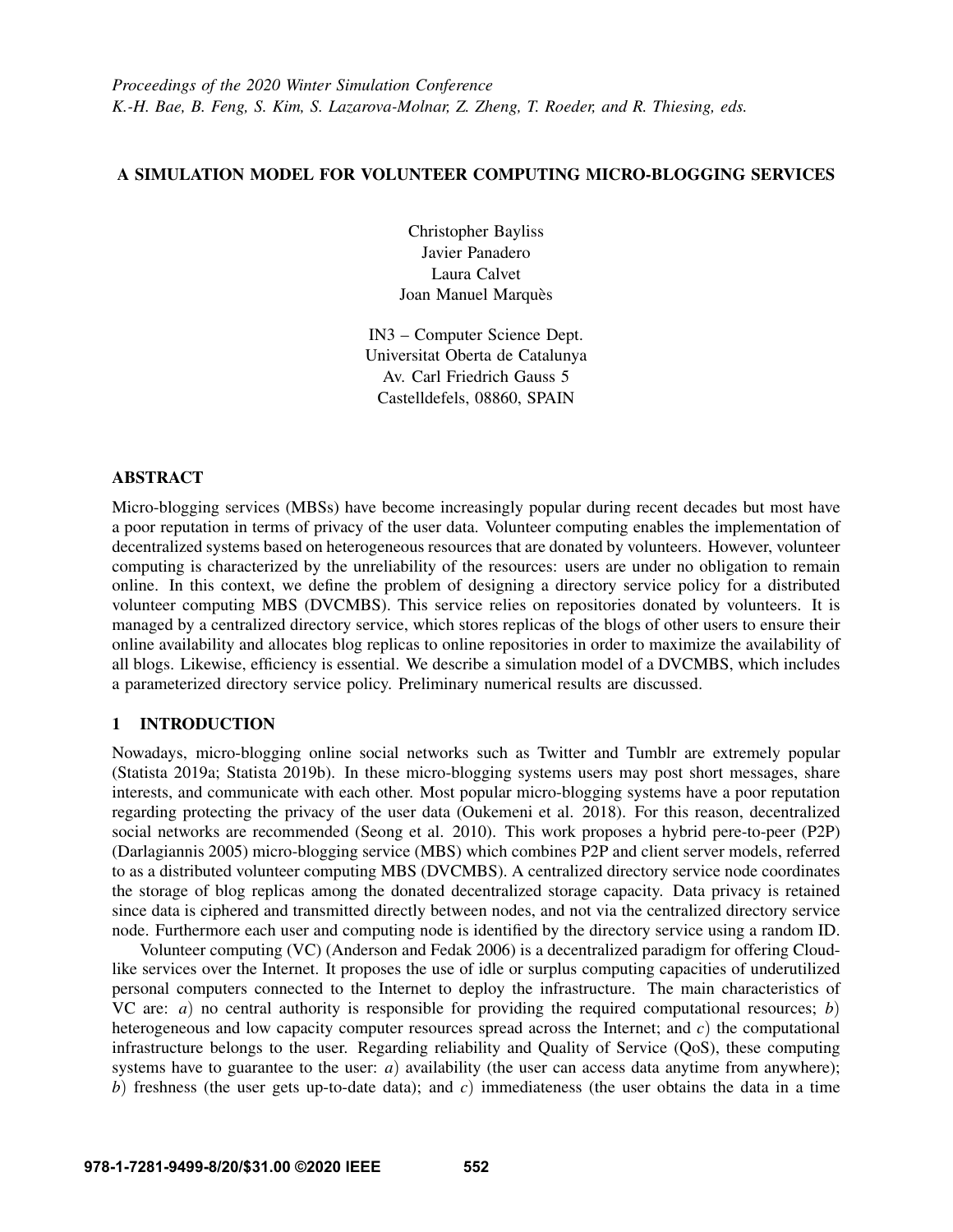*Proceedings of the 2020 Winter Simulation Conference*
*K.-H. Bae, B. Feng, S. Kim, S. Lazarova-Molnar, Z. Zheng, T. Roeder, and R. Thiesing, eds.*

# A SIMULATION MODEL FOR VOLUNTEER COMPUTING MICRO-BLOGGING SERVICES

Christopher Bayliss
Javier Panadero
Laura Calvet
Joan Manuel Marquès

IN3 – Computer Science Dept.
Universitat Oberta de Catalunya
Av. Carl Friedrich Gauss 5
Castelldefels, 08860, SPAIN

## ABSTRACT

Micro-blogging services (MBSs) have become increasingly popular during recent decades but most have a poor reputation in terms of privacy of the user data. Volunteer computing enables the implementation of decentralized systems based on heterogeneous resources that are donated by volunteers. However, volunteer computing is characterized by the unreliability of the resources: users are under no obligation to remain online. In this context, we define the problem of designing a directory service policy for a distributed volunteer computing MBS (DVCMBS). This service relies on repositories donated by volunteers. It is managed by a centralized directory service, which stores replicas of the blogs of other users to ensure their online availability and allocates blog replicas to online repositories in order to maximize the availability of all blogs. Likewise, efficiency is essential. We describe a simulation model of a DVCMBS, which includes a parameterized directory service policy. Preliminary numerical results are discussed.

## 1 INTRODUCTION

Nowadays, micro-blogging online social networks such as Twitter and Tumblr are extremely popular (Statista 2019a; Statista 2019b). In these micro-blogging systems users may post short messages, share interests, and communicate with each other. Most popular micro-blogging systems have a poor reputation regarding protecting the privacy of the user data (Oukemeni et al. 2018). For this reason, decentralized social networks are recommended (Seong et al. 2010). This work proposes a hybrid pere-to-peer (P2P) (Darlagiannis 2005) micro-blogging service (MBS) which combines P2P and client server models, referred to as a distributed volunteer computing MBS (DVCMBS). A centralized directory service node coordinates the storage of blog replicas among the donated decentralized storage capacity. Data privacy is retained since data is ciphered and transmitted directly between nodes, and not via the centralized directory service node. Furthermore each user and computing node is identified by the directory service using a random ID.

Volunteer computing (VC) (Anderson and Fedak 2006) is a decentralized paradigm for offering Cloud-like services over the Internet. It proposes the use of idle or surplus computing capacities of underutilized personal computers connected to the Internet to deploy the infrastructure. The main characteristics of VC are: *a*) no central authority is responsible for providing the required computational resources; *b*) heterogeneous and low capacity computer resources spread across the Internet; and *c*) the computational infrastructure belongs to the user. Regarding reliability and Quality of Service (QoS), these computing systems have to guarantee to the user: *a*) availability (the user can access data anytime from anywhere); *b*) freshness (the user gets up-to-date data); and *c*) immediateness (the user obtains the data in a time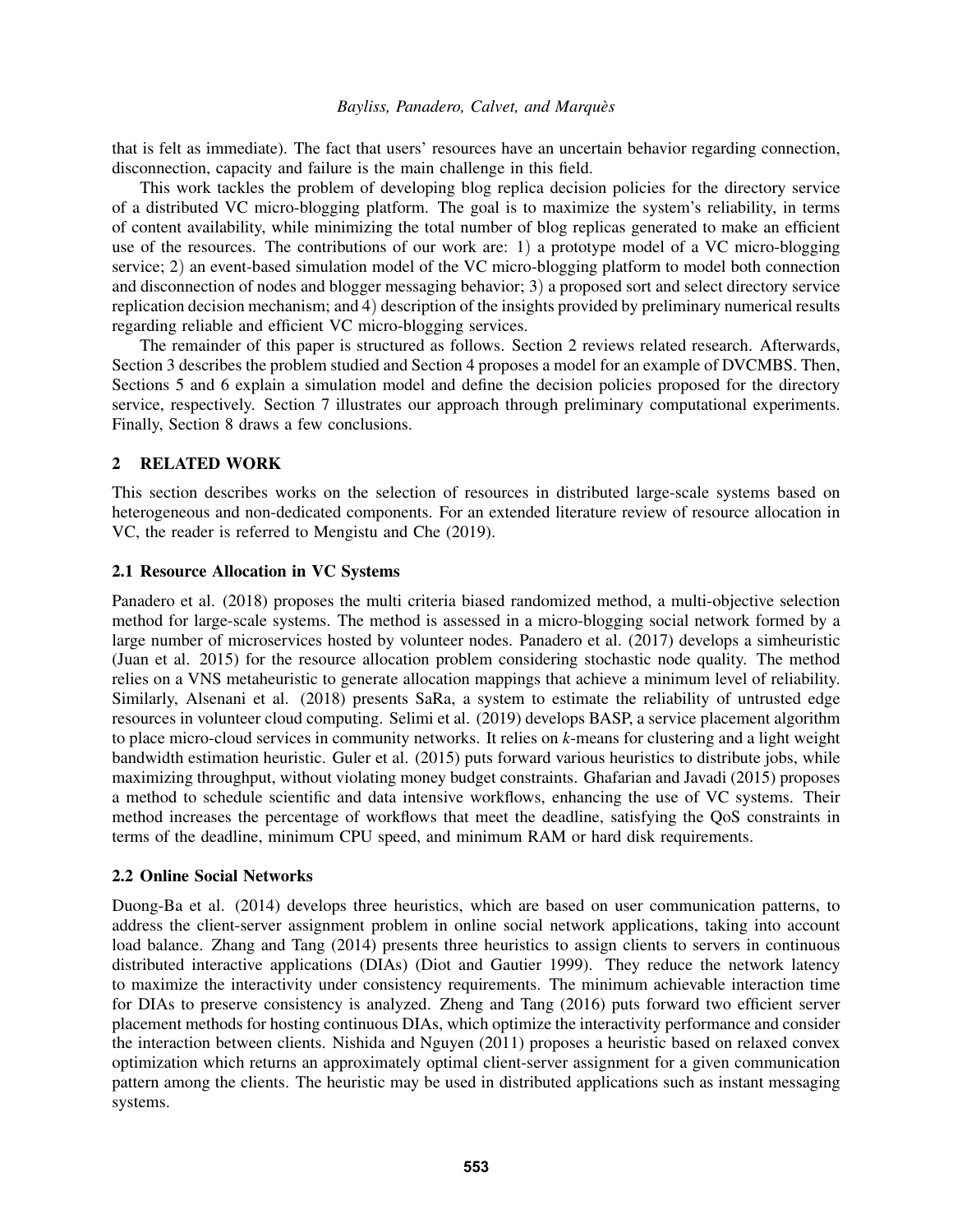that is felt as immediate). The fact that users' resources have an uncertain behavior regarding connection, disconnection, capacity and failure is the main challenge in this field.

This work tackles the problem of developing blog replica decision policies for the directory service of a distributed VC micro-blogging platform. The goal is to maximize the system's reliability, in terms of content availability, while minimizing the total number of blog replicas generated to make an efficient use of the resources. The contributions of our work are: 1) a prototype model of a VC micro-blogging service; 2) an event-based simulation model of the VC micro-blogging platform to model both connection and disconnection of nodes and blogger messaging behavior; 3) a proposed sort and select directory service replication decision mechanism; and 4) description of the insights provided by preliminary numerical results regarding reliable and efficient VC micro-blogging services.

The remainder of this paper is structured as follows. Section 2 reviews related research. Afterwards, Section 3 describes the problem studied and Section 4 proposes a model for an example of DVCMBS. Then, Sections 5 and 6 explain a simulation model and define the decision policies proposed for the directory service, respectively. Section 7 illustrates our approach through preliminary computational experiments. Finally, Section 8 draws a few conclusions.

## 2 RELATED WORK

This section describes works on the selection of resources in distributed large-scale systems based on heterogeneous and non-dedicated components. For an extended literature review of resource allocation in VC, the reader is referred to Mengistu and Che (2019).

### 2.1 Resource Allocation in VC Systems

Panadero et al. (2018) proposes the multi criteria biased randomized method, a multi-objective selection method for large-scale systems. The method is assessed in a micro-blogging social network formed by a large number of microservices hosted by volunteer nodes. Panadero et al. (2017) develops a simheuristic (Juan et al. 2015) for the resource allocation problem considering stochastic node quality. The method relies on a VNS metaheuristic to generate allocation mappings that achieve a minimum level of reliability. Similarly, Alsenani et al. (2018) presents SaRa, a system to estimate the reliability of untrusted edge resources in volunteer cloud computing. Selimi et al. (2019) develops BASP, a service placement algorithm to place micro-cloud services in community networks. It relies on *k*-means for clustering and a light weight bandwidth estimation heuristic. Guler et al. (2015) puts forward various heuristics to distribute jobs, while maximizing throughput, without violating money budget constraints. Ghafarian and Javadi (2015) proposes a method to schedule scientific and data intensive workflows, enhancing the use of VC systems. Their method increases the percentage of workflows that meet the deadline, satisfying the QoS constraints in terms of the deadline, minimum CPU speed, and minimum RAM or hard disk requirements.

### 2.2 Online Social Networks

Duong-Ba et al. (2014) develops three heuristics, which are based on user communication patterns, to address the client-server assignment problem in online social network applications, taking into account load balance. Zhang and Tang (2014) presents three heuristics to assign clients to servers in continuous distributed interactive applications (DIAs) (Diot and Gautier 1999). They reduce the network latency to maximize the interactivity under consistency requirements. The minimum achievable interaction time for DIAs to preserve consistency is analyzed. Zheng and Tang (2016) puts forward two efficient server placement methods for hosting continuous DIAs, which optimize the interactivity performance and consider the interaction between clients. Nishida and Nguyen (2011) proposes a heuristic based on relaxed convex optimization which returns an approximately optimal client-server assignment for a given communication pattern among the clients. The heuristic may be used in distributed applications such as instant messaging systems.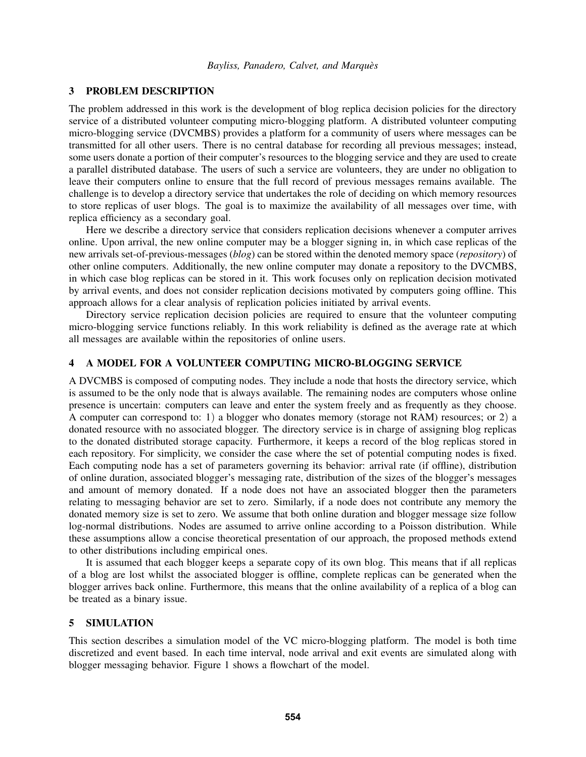## 3 PROBLEM DESCRIPTION

The problem addressed in this work is the development of blog replica decision policies for the directory service of a distributed volunteer computing micro-blogging platform. A distributed volunteer computing micro-blogging service (DVCMBS) provides a platform for a community of users where messages can be transmitted for all other users. There is no central database for recording all previous messages; instead, some users donate a portion of their computer's resources to the blogging service and they are used to create a parallel distributed database. The users of such a service are volunteers, they are under no obligation to leave their computers online to ensure that the full record of previous messages remains available. The challenge is to develop a directory service that undertakes the role of deciding on which memory resources to store replicas of user blogs. The goal is to maximize the availability of all messages over time, with replica efficiency as a secondary goal.

Here we describe a directory service that considers replication decisions whenever a computer arrives online. Upon arrival, the new online computer may be a blogger signing in, in which case replicas of the new arrivals set-of-previous-messages (*blog*) can be stored within the denoted memory space (*repository*) of other online computers. Additionally, the new online computer may donate a repository to the DVCMBS, in which case blog replicas can be stored in it. This work focuses only on replication decision motivated by arrival events, and does not consider replication decisions motivated by computers going offline. This approach allows for a clear analysis of replication policies initiated by arrival events.

Directory service replication decision policies are required to ensure that the volunteer computing micro-blogging service functions reliably. In this work reliability is defined as the average rate at which all messages are available within the repositories of online users.

## 4 A MODEL FOR A VOLUNTEER COMPUTING MICRO-BLOGGING SERVICE

A DVCMBS is composed of computing nodes. They include a node that hosts the directory service, which is assumed to be the only node that is always available. The remaining nodes are computers whose online presence is uncertain: computers can leave and enter the system freely and as frequently as they choose. A computer can correspond to: 1) a blogger who donates memory (storage not RAM) resources; or 2) a donated resource with no associated blogger. The directory service is in charge of assigning blog replicas to the donated distributed storage capacity. Furthermore, it keeps a record of the blog replicas stored in each repository. For simplicity, we consider the case where the set of potential computing nodes is fixed. Each computing node has a set of parameters governing its behavior: arrival rate (if offline), distribution of online duration, associated blogger's messaging rate, distribution of the sizes of the blogger's messages and amount of memory donated. If a node does not have an associated blogger then the parameters relating to messaging behavior are set to zero. Similarly, if a node does not contribute any memory the donated memory size is set to zero. We assume that both online duration and blogger message size follow log-normal distributions. Nodes are assumed to arrive online according to a Poisson distribution. While these assumptions allow a concise theoretical presentation of our approach, the proposed methods extend to other distributions including empirical ones.

It is assumed that each blogger keeps a separate copy of its own blog. This means that if all replicas of a blog are lost whilst the associated blogger is offline, complete replicas can be generated when the blogger arrives back online. Furthermore, this means that the online availability of a replica of a blog can be treated as a binary issue.

## 5 SIMULATION

This section describes a simulation model of the VC micro-blogging platform. The model is both time discretized and event based. In each time interval, node arrival and exit events are simulated along with blogger messaging behavior. Figure 1 shows a flowchart of the model.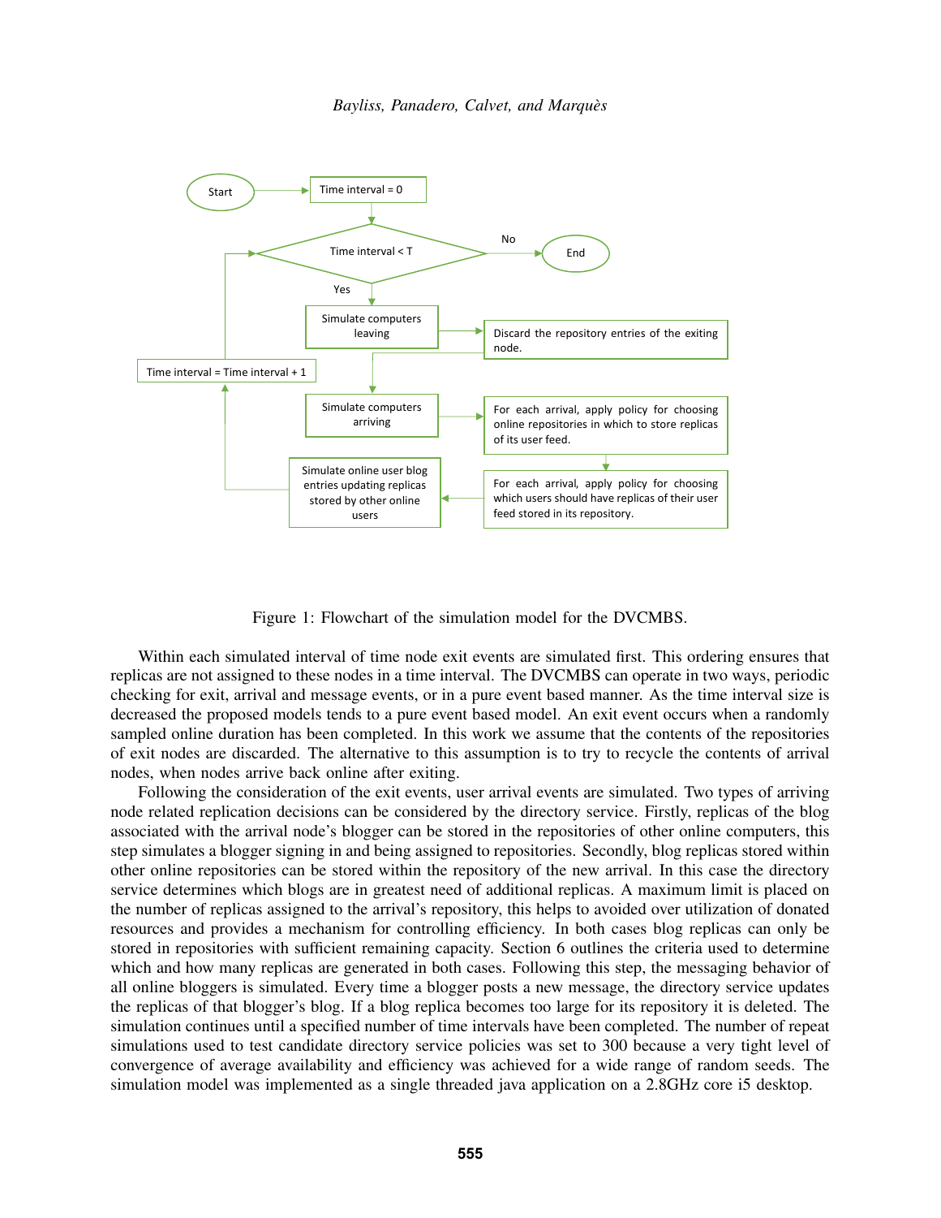Start

Time interval = 0

Time interval < T

No

End

Yes

Simulate computers leaving

Discard the repository entries of the exiting node.

Time interval = Time interval + 1

Simulate computers arriving

For each arrival, apply policy for choosing online repositories in which to store replicas of its user feed.

Simulate online user blog entries updating replicas stored by other online users

For each arrival, apply policy for choosing which users should have replicas of their user feed stored in its repository.

Figure 1: Flowchart of the simulation model for the DVCMBS.

Within each simulated interval of time node exit events are simulated first. This ordering ensures that replicas are not assigned to these nodes in a time interval. The DVCMBS can operate in two ways, periodic checking for exit, arrival and message events, or in a pure event based manner. As the time interval size is decreased the proposed models tends to a pure event based model. An exit event occurs when a randomly sampled online duration has been completed. In this work we assume that the contents of the repositories of exit nodes are discarded. The alternative to this assumption is to try to recycle the contents of arrival nodes, when nodes arrive back online after exiting.

Following the consideration of the exit events, user arrival events are simulated. Two types of arriving node related replication decisions can be considered by the directory service. Firstly, replicas of the blog associated with the arrival node's blogger can be stored in the repositories of other online computers, this step simulates a blogger signing in and being assigned to repositories. Secondly, blog replicas stored within other online repositories can be stored within the repository of the new arrival. In this case the directory service determines which blogs are in greatest need of additional replicas. A maximum limit is placed on the number of replicas assigned to the arrival's repository, this helps to avoided over utilization of donated resources and provides a mechanism for controlling efficiency. In both cases blog replicas can only be stored in repositories with sufficient remaining capacity. Section 6 outlines the criteria used to determine which and how many replicas are generated in both cases. Following this step, the messaging behavior of all online bloggers is simulated. Every time a blogger posts a new message, the directory service updates the replicas of that blogger's blog. If a blog replica becomes too large for its repository it is deleted. The simulation continues until a specified number of time intervals have been completed. The number of repeat simulations used to test candidate directory service policies was set to 300 because a very tight level of convergence of average availability and efficiency was achieved for a wide range of random seeds. The simulation model was implemented as a single threaded java application on a 2.8GHz core i5 desktop.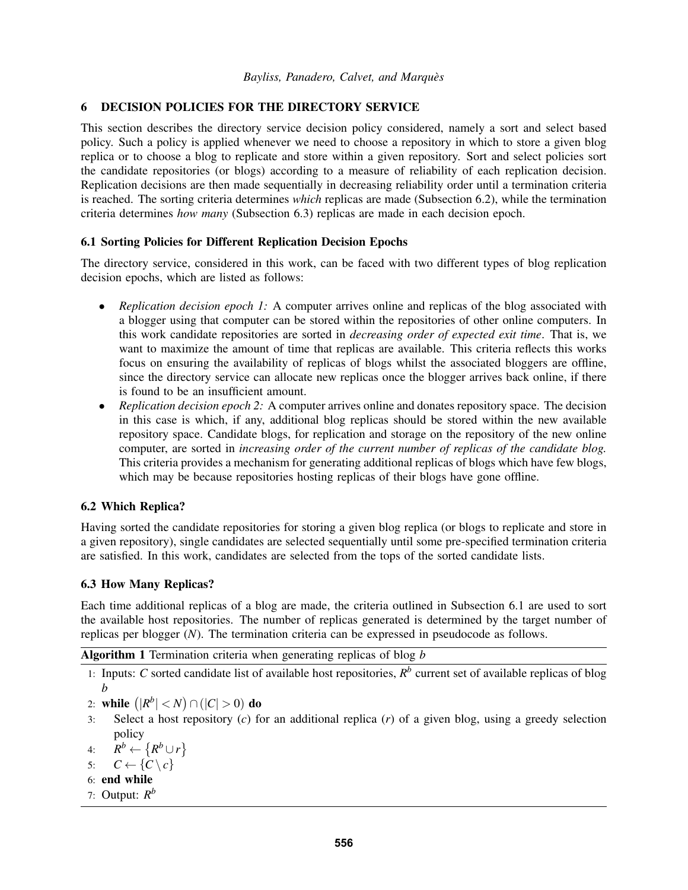## 6 DECISION POLICIES FOR THE DIRECTORY SERVICE

This section describes the directory service decision policy considered, namely a sort and select based policy. Such a policy is applied whenever we need to choose a repository in which to store a given blog replica or to choose a blog to replicate and store within a given repository. Sort and select policies sort the candidate repositories (or blogs) according to a measure of reliability of each replication decision. Replication decisions are then made sequentially in decreasing reliability order until a termination criteria is reached. The sorting criteria determines *which* replicas are made (Subsection 6.2), while the termination criteria determines *how many* (Subsection 6.3) replicas are made in each decision epoch.

### 6.1 Sorting Policies for Different Replication Decision Epochs

The directory service, considered in this work, can be faced with two different types of blog replication decision epochs, which are listed as follows:

- *Replication decision epoch 1:* A computer arrives online and replicas of the blog associated with a blogger using that computer can be stored within the repositories of other online computers. In this work candidate repositories are sorted in *decreasing order of expected exit time*. That is, we want to maximize the amount of time that replicas are available. This criteria reflects this works focus on ensuring the availability of replicas of blogs whilst the associated bloggers are offline, since the directory service can allocate new replicas once the blogger arrives back online, if there is found to be an insufficient amount.
- *Replication decision epoch 2:* A computer arrives online and donates repository space. The decision in this case is which, if any, additional blog replicas should be stored within the new available repository space. Candidate blogs, for replication and storage on the repository of the new online computer, are sorted in *increasing order of the current number of replicas of the candidate blog.* This criteria provides a mechanism for generating additional replicas of blogs which have few blogs, which may be because repositories hosting replicas of their blogs have gone offline.

### 6.2 Which Replica?

Having sorted the candidate repositories for storing a given blog replica (or blogs to replicate and store in a given repository), single candidates are selected sequentially until some pre-specified termination criteria are satisfied. In this work, candidates are selected from the tops of the sorted candidate lists.

### 6.3 How Many Replicas?

Each time additional replicas of a blog are made, the criteria outlined in Subsection 6.1 are used to sort the available host repositories. The number of replicas generated is determined by the target number of replicas per blogger ($N$). The termination criteria can be expressed in pseudocode as follows.

**Algorithm 1** Termination criteria when generating replicas of blog $b$

1: Inputs: $C$ sorted candidate list of available host repositories, $R^b$ current set of available replicas of blog $b$
2: **while** $\left(|R^b| < N\right) \cap \left(|C| > 0\right)$ **do**
3: Select a host repository ($c$) for an additional replica ($r$) of a given blog, using a greedy selection policy
4: $R^b \leftarrow \left\{R^b \cup r\right\}$
5: $C \leftarrow \left\{C \setminus c\right\}$
6: **end while**
7: Output: $R^b$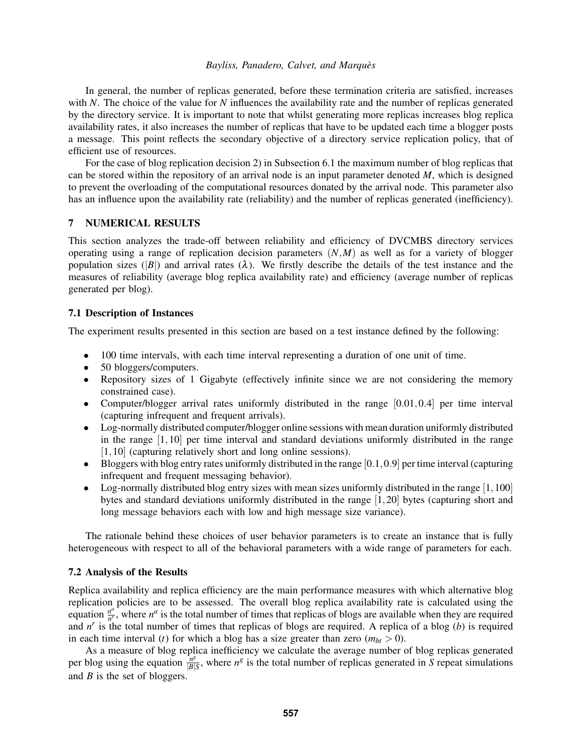In general, the number of replicas generated, before these termination criteria are satisfied, increases with $N$. The choice of the value for $N$ influences the availability rate and the number of replicas generated by the directory service. It is important to note that whilst generating more replicas increases blog replica availability rates, it also increases the number of replicas that have to be updated each time a blogger posts a message. This point reflects the secondary objective of a directory service replication policy, that of efficient use of resources.

For the case of blog replication decision 2) in Subsection 6.1 the maximum number of blog replicas that can be stored within the repository of an arrival node is an input parameter denoted $M$, which is designed to prevent the overloading of the computational resources donated by the arrival node. This parameter also has an influence upon the availability rate (reliability) and the number of replicas generated (inefficiency).

## 7 NUMERICAL RESULTS

This section analyzes the trade-off between reliability and efficiency of DVCMBS directory services operating using a range of replication decision parameters $(N,M)$ as well as for a variety of blogger population sizes ($|B|$) and arrival rates ($\lambda$). We firstly describe the details of the test instance and the measures of reliability (average blog replica availability rate) and efficiency (average number of replicas generated per blog).

### 7.1 Description of Instances

The experiment results presented in this section are based on a test instance defined by the following:

- 100 time intervals, with each time interval representing a duration of one unit of time.
- 50 bloggers/computers.
- Repository sizes of 1 Gigabyte (effectively infinite since we are not considering the memory constrained case).
- Computer/blogger arrival rates uniformly distributed in the range $[0.01, 0.4]$ per time interval (capturing infrequent and frequent arrivals).
- Log-normally distributed computer/blogger online sessions with mean duration uniformly distributed in the range $[1, 10]$ per time interval and standard deviations uniformly distributed in the range $[1, 10]$ (capturing relatively short and long online sessions).
- Bloggers with blog entry rates uniformly distributed in the range $[0.1, 0.9]$ per time interval (capturing infrequent and frequent messaging behavior).
- Log-normally distributed blog entry sizes with mean sizes uniformly distributed in the range $[1, 100]$ bytes and standard deviations uniformly distributed in the range $[1, 20]$ bytes (capturing short and long message behaviors each with low and high message size variance).

The rationale behind these choices of user behavior parameters is to create an instance that is fully heterogeneous with respect to all of the behavioral parameters with a wide range of parameters for each.

### 7.2 Analysis of the Results

Replica availability and replica efficiency are the main performance measures with which alternative blog replication policies are to be assessed. The overall blog replica availability rate is calculated using the equation $\frac{n^a}{n^r}$, where $n^a$ is the total number of times that replicas of blogs are available when they are required and $n^r$ is the total number of times that replicas of blogs are required. A replica of a blog ($b$) is required in each time interval ($t$) for which a blog has a size greater than zero ($m_{bt} > 0$).

As a measure of blog replica inefficiency we calculate the average number of blog replicas generated per blog using the equation $\frac{n^g}{|B|S}$, where $n^g$ is the total number of replicas generated in $S$ repeat simulations and $B$ is the set of bloggers.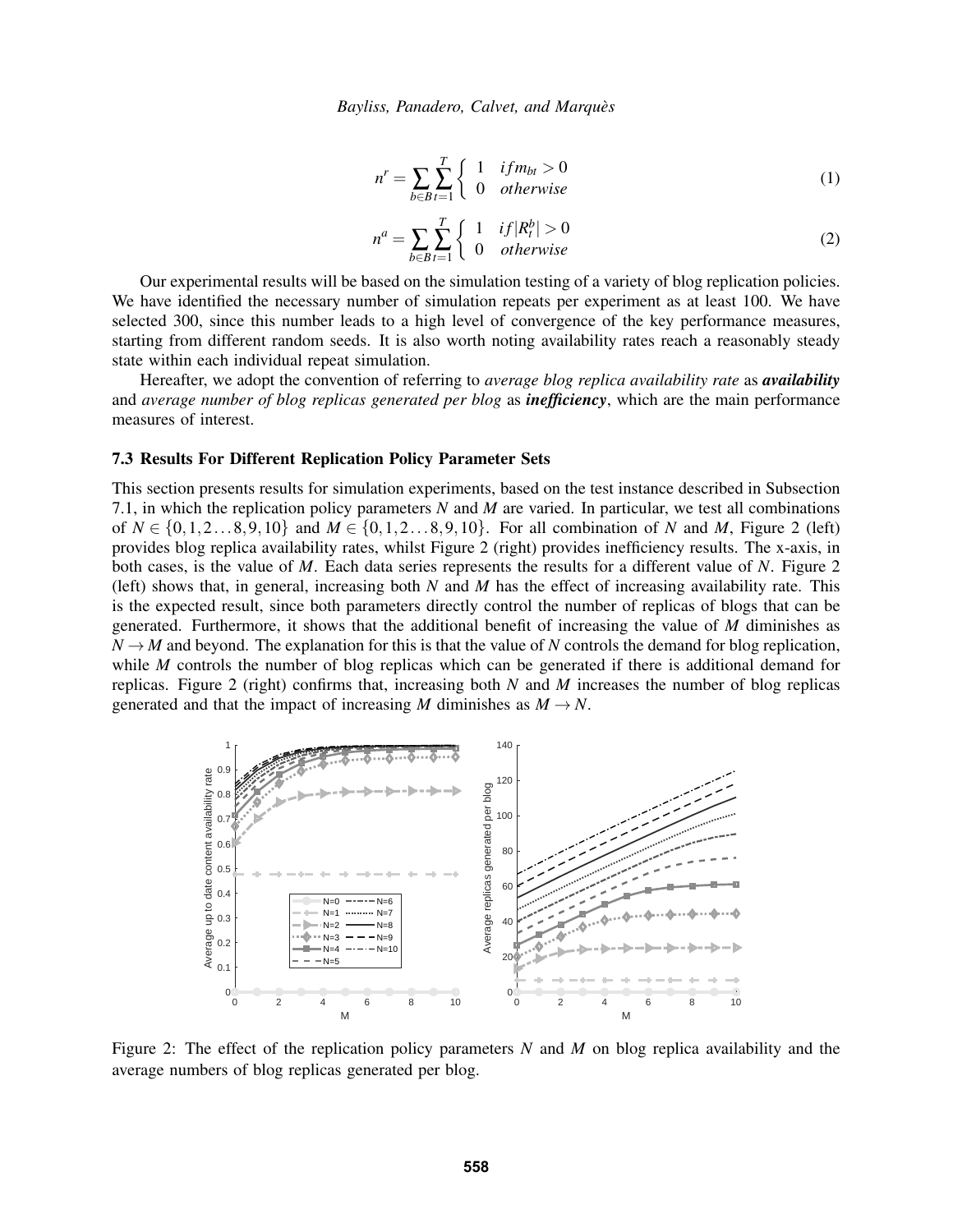$$n^r = \sum_{b \in B} \sum_{t=1}^{T} \begin{cases} 1 & if\, m_{bt} > 0 \\ 0 & otherwise \end{cases} \tag{1}$$

$$n^a = \sum_{b \in B} \sum_{t=1}^{T} \begin{cases} 1 & if\, |R_t^b| > 0 \\ 0 & otherwise \end{cases} \tag{2}$$

Our experimental results will be based on the simulation testing of a variety of blog replication policies. We have identified the necessary number of simulation repeats per experiment as at least 100. We have selected 300, since this number leads to a high level of convergence of the key performance measures, starting from different random seeds. It is also worth noting availability rates reach a reasonably steady state within each individual repeat simulation.

Hereafter, we adopt the convention of referring to *average blog replica availability rate* as ***availability*** and *average number of blog replicas generated per blog* as ***inefficiency***, which are the main performance measures of interest.

### 7.3 Results For Different Replication Policy Parameter Sets

This section presents results for simulation experiments, based on the test instance described in Subsection 7.1, in which the replication policy parameters $N$ and $M$ are varied. In particular, we test all combinations of $N \in \{0, 1, 2 \dots 8, 9, 10\}$ and $M \in \{0, 1, 2 \dots 8, 9, 10\}$. For all combination of $N$ and $M$, Figure 2 (left) provides blog replica availability rates, whilst Figure 2 (right) provides inefficiency results. The x-axis, in both cases, is the value of $M$. Each data series represents the results for a different value of $N$. Figure 2 (left) shows that, in general, increasing both $N$ and $M$ has the effect of increasing availability rate. This is the expected result, since both parameters directly control the number of replicas of blogs that can be generated. Furthermore, it shows that the additional benefit of increasing the value of $M$ diminishes as $N \to M$ and beyond. The explanation for this is that the value of $N$ controls the demand for blog replication, while $M$ controls the number of blog replicas which can be generated if there is additional demand for replicas. Figure 2 (right) confirms that, increasing both $N$ and $M$ increases the number of blog replicas generated and that the impact of increasing $M$ diminishes as $M \to N$.

Figure 2: The effect of the replication policy parameters $N$ and $M$ on blog replica availability and the average numbers of blog replicas generated per blog.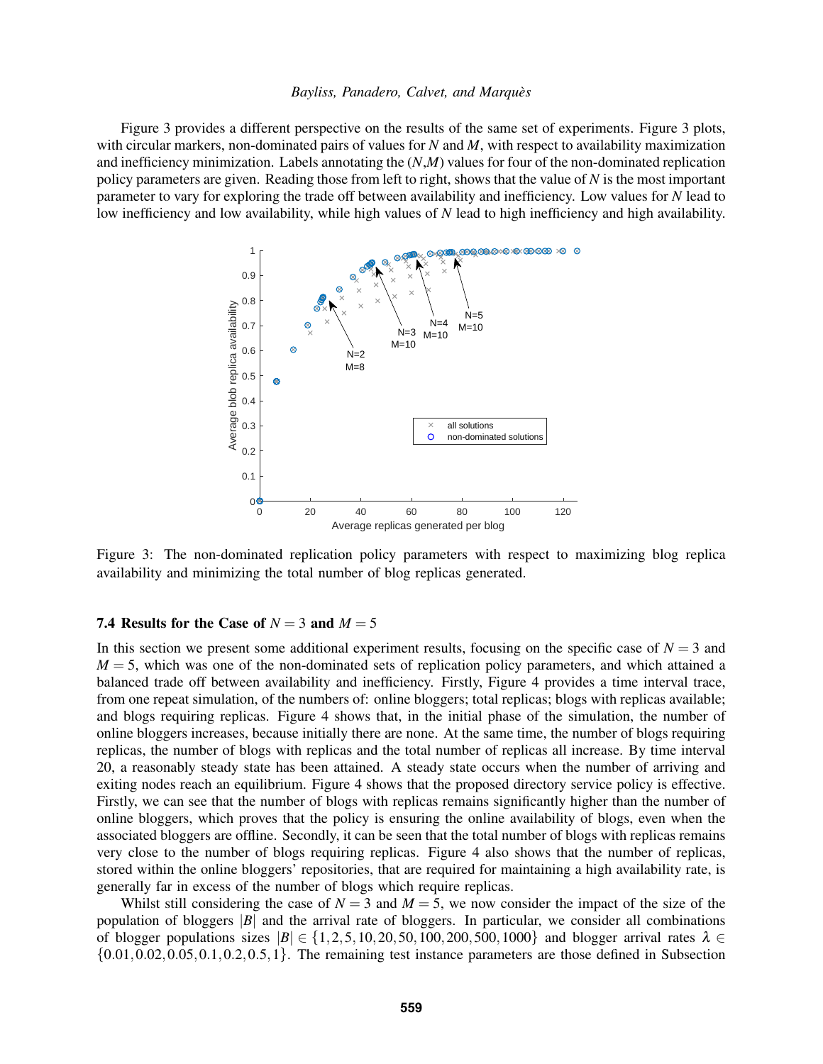Figure 3 provides a different perspective on the results of the same set of experiments. Figure 3 plots, with circular markers, non-dominated pairs of values for $N$ and $M$, with respect to availability maximization and inefficiency minimization. Labels annotating the ($N$,$M$) values for four of the non-dominated replication policy parameters are given. Reading those from left to right, shows that the value of $N$ is the most important parameter to vary for exploring the trade off between availability and inefficiency. Low values for $N$ lead to low inefficiency and low availability, while high values of $N$ lead to high inefficiency and high availability.

Average blob replica availability
Average replicas generated per blog
0
0.1
0.2
0.3
0.4
0.5
0.6
0.7
0.8
0.9
1
0
20
40
60
80
100
120
N=2
M=8
N=3
M=10
N=4
M=10
N=5
M=10
all solutions
non-dominated solutions

Figure 3: The non-dominated replication policy parameters with respect to maximizing blog replica availability and minimizing the total number of blog replicas generated.

### 7.4 Results for the Case of $N = 3$ and $M = 5$

In this section we present some additional experiment results, focusing on the specific case of $N = 3$ and $M = 5$, which was one of the non-dominated sets of replication policy parameters, and which attained a balanced trade off between availability and inefficiency. Firstly, Figure 4 provides a time interval trace, from one repeat simulation, of the numbers of: online bloggers; total replicas; blogs with replicas available; and blogs requiring replicas. Figure 4 shows that, in the initial phase of the simulation, the number of online bloggers increases, because initially there are none. At the same time, the number of blogs requiring replicas, the number of blogs with replicas and the total number of replicas all increase. By time interval 20, a reasonably steady state has been attained. A steady state occurs when the number of arriving and exiting nodes reach an equilibrium. Figure 4 shows that the proposed directory service policy is effective. Firstly, we can see that the number of blogs with replicas remains significantly higher than the number of online bloggers, which proves that the policy is ensuring the online availability of blogs, even when the associated bloggers are offline. Secondly, it can be seen that the total number of blogs with replicas remains very close to the number of blogs requiring replicas. Figure 4 also shows that the number of replicas, stored within the online bloggers' repositories, that are required for maintaining a high availability rate, is generally far in excess of the number of blogs which require replicas.

Whilst still considering the case of $N = 3$ and $M = 5$, we now consider the impact of the size of the population of bloggers $|B|$ and the arrival rate of bloggers. In particular, we consider all combinations of blogger populations sizes $|B| \in \{1,2,5,10,20,50,100,200,500,1000\}$ and blogger arrival rates $\lambda \in \{0.01,0.02,0.05,0.1,0.2,0.5,1\}$. The remaining test instance parameters are those defined in Subsection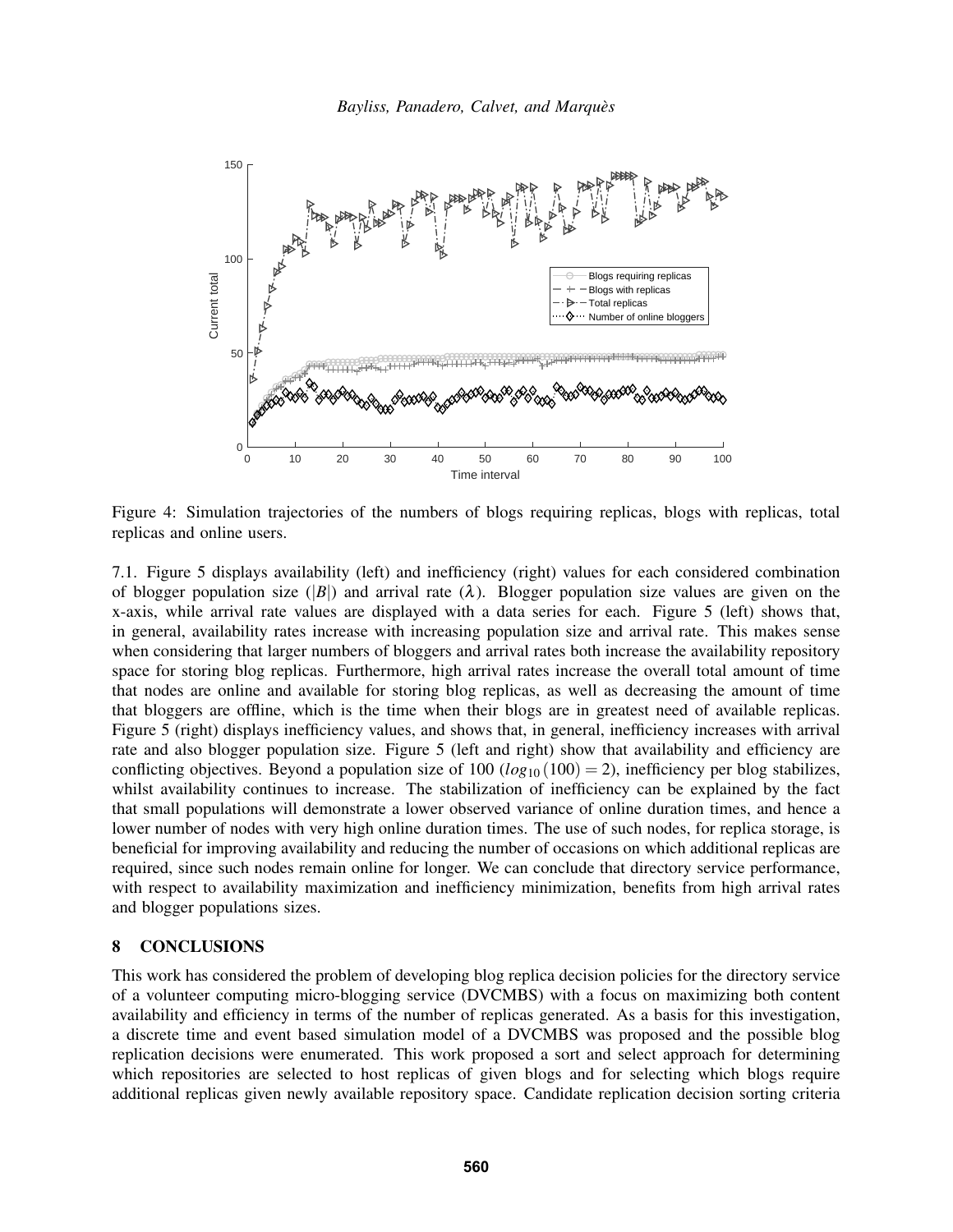150

100

50

0

Current total

0 10 20 30 40 50 60 70 80 90 100

Time interval

Blogs requiring replicas

Blogs with replicas

Total replicas

Number of online bloggers

Figure 4: Simulation trajectories of the numbers of blogs requiring replicas, blogs with replicas, total replicas and online users.

7.1. Figure 5 displays availability (left) and inefficiency (right) values for each considered combination of blogger population size ($|B|$) and arrival rate ($\lambda$). Blogger population size values are given on the x-axis, while arrival rate values are displayed with a data series for each. Figure 5 (left) shows that, in general, availability rates increase with increasing population size and arrival rate. This makes sense when considering that larger numbers of bloggers and arrival rates both increase the availability repository space for storing blog replicas. Furthermore, high arrival rates increase the overall total amount of time that nodes are online and available for storing blog replicas, as well as decreasing the amount of time that bloggers are offline, which is the time when their blogs are in greatest need of available replicas. Figure 5 (right) displays inefficiency values, and shows that, in general, inefficiency increases with arrival rate and also blogger population size. Figure 5 (left and right) show that availability and efficiency are conflicting objectives. Beyond a population size of 100 ($log_{10}(100) = 2$), inefficiency per blog stabilizes, whilst availability continues to increase. The stabilization of inefficiency can be explained by the fact that small populations will demonstrate a lower observed variance of online duration times, and hence a lower number of nodes with very high online duration times. The use of such nodes, for replica storage, is beneficial for improving availability and reducing the number of occasions on which additional replicas are required, since such nodes remain online for longer. We can conclude that directory service performance, with respect to availability maximization and inefficiency minimization, benefits from high arrival rates and blogger populations sizes.

## 8 CONCLUSIONS

This work has considered the problem of developing blog replica decision policies for the directory service of a volunteer computing micro-blogging service (DVCMBS) with a focus on maximizing both content availability and efficiency in terms of the number of replicas generated. As a basis for this investigation, a discrete time and event based simulation model of a DVCMBS was proposed and the possible blog replication decisions were enumerated. This work proposed a sort and select approach for determining which repositories are selected to host replicas of given blogs and for selecting which blogs require additional replicas given newly available repository space. Candidate replication decision sorting criteria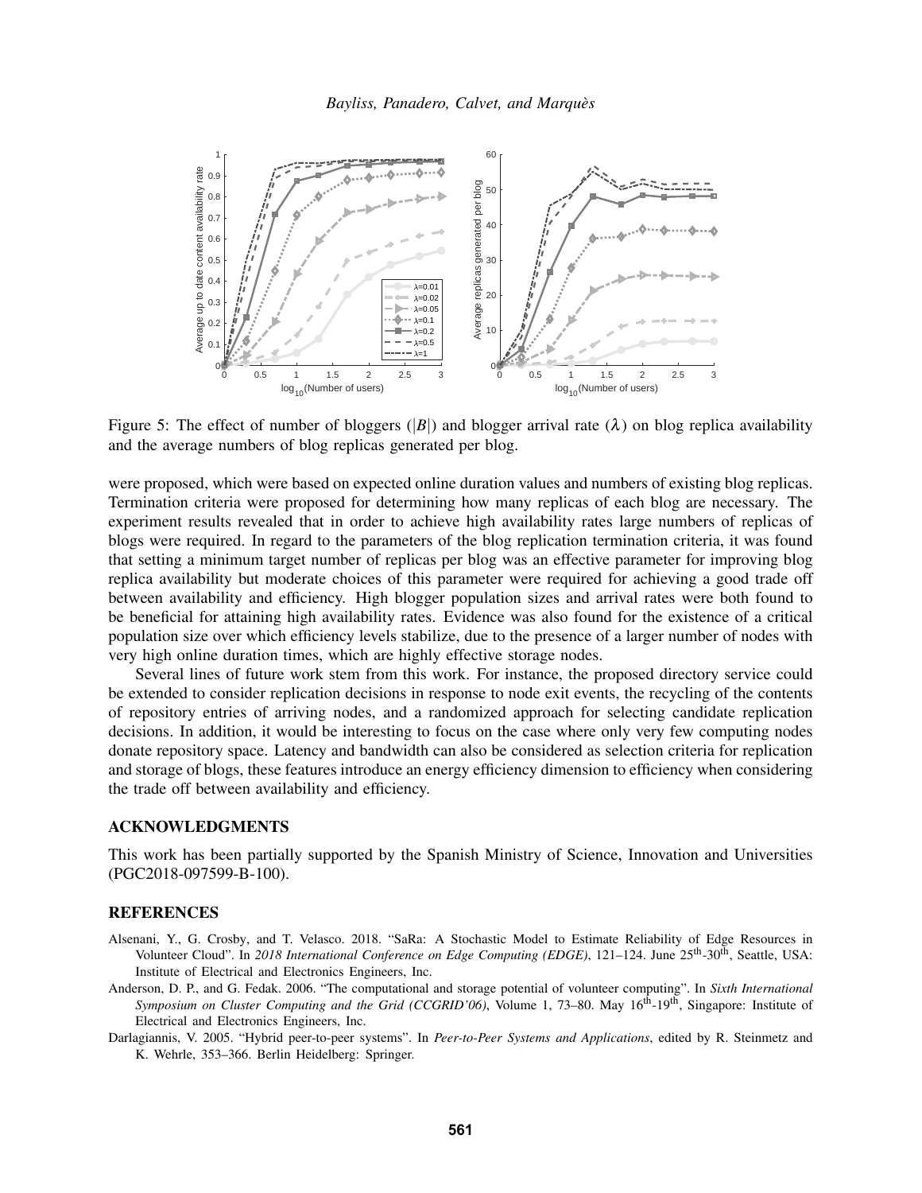Average up to date content availability rate

0, 0.1, 0.2, 0.3, 0.4, 0.5, 0.6, 0.7, 0.8, 0.9, 1

log$_{10}$(Number of users)

0, 0.5, 1, 1.5, 2, 2.5, 3

λ=0.01
λ=0.02
λ=0.05
λ=0.1
λ=0.2
λ=0.5
λ=1

Average replicas generated per blog

0, 10, 20, 30, 40, 50, 60

log$_{10}$(Number of users)

0, 0.5, 1, 1.5, 2, 2.5, 3

Figure 5: The effect of number of bloggers ($|B|$) and blogger arrival rate ($\lambda$) on blog replica availability and the average numbers of blog replicas generated per blog.

were proposed, which were based on expected online duration values and numbers of existing blog replicas. Termination criteria were proposed for determining how many replicas of each blog are necessary. The experiment results revealed that in order to achieve high availability rates large numbers of replicas of blogs were required. In regard to the parameters of the blog replication termination criteria, it was found that setting a minimum target number of replicas per blog was an effective parameter for improving blog replica availability but moderate choices of this parameter were required for achieving a good trade off between availability and efficiency. High blogger population sizes and arrival rates were both found to be beneficial for attaining high availability rates. Evidence was also found for the existence of a critical population size over which efficiency levels stabilize, due to the presence of a larger number of nodes with very high online duration times, which are highly effective storage nodes.

Several lines of future work stem from this work. For instance, the proposed directory service could be extended to consider replication decisions in response to node exit events, the recycling of the contents of repository entries of arriving nodes, and a randomized approach for selecting candidate replication decisions. In addition, it would be interesting to focus on the case where only very few computing nodes donate repository space. Latency and bandwidth can also be considered as selection criteria for replication and storage of blogs, these features introduce an energy efficiency dimension to efficiency when considering the trade off between availability and efficiency.

## ACKNOWLEDGMENTS

This work has been partially supported by the Spanish Ministry of Science, Innovation and Universities (PGC2018-097599-B-100).

## REFERENCES

Alsenani, Y., G. Crosby, and T. Velasco. 2018. "SaRa: A Stochastic Model to Estimate Reliability of Edge Resources in Volunteer Cloud". In *2018 International Conference on Edge Computing (EDGE)*, 121–124. June 25th-30th, Seattle, USA: Institute of Electrical and Electronics Engineers, Inc.

Anderson, D. P., and G. Fedak. 2006. "The computational and storage potential of volunteer computing". In *Sixth International Symposium on Cluster Computing and the Grid (CCGRID'06)*, Volume 1, 73–80. May 16th-19th, Singapore: Institute of Electrical and Electronics Engineers, Inc.

Darlagiannis, V. 2005. "Hybrid peer-to-peer systems". In *Peer-to-Peer Systems and Applications*, edited by R. Steinmetz and K. Wehrle, 353–366. Berlin Heidelberg: Springer.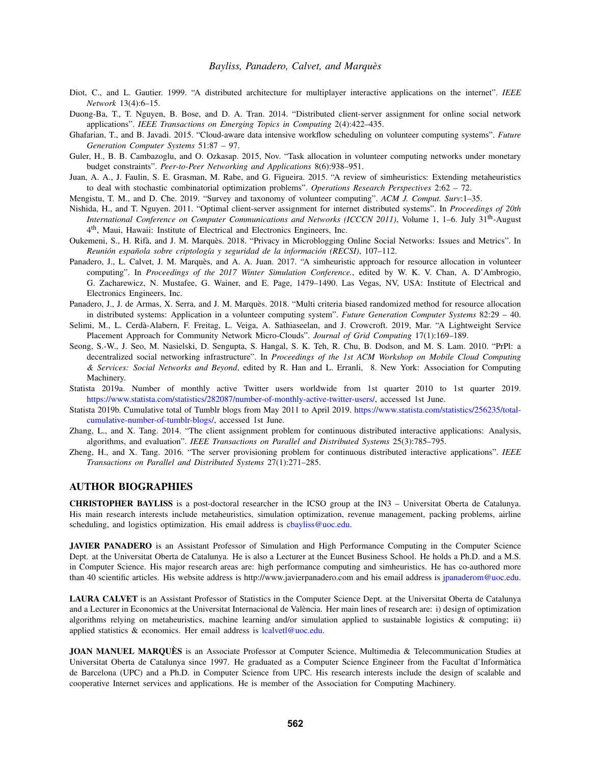Diot, C., and L. Gautier. 1999. "A distributed architecture for multiplayer interactive applications on the internet". *IEEE Network* 13(4):6–15.

Duong-Ba, T., T. Nguyen, B. Bose, and D. A. Tran. 2014. "Distributed client-server assignment for online social network applications". *IEEE Transactions on Emerging Topics in Computing* 2(4):422–435.

Ghafarian, T., and B. Javadi. 2015. "Cloud-aware data intensive workflow scheduling on volunteer computing systems". *Future Generation Computer Systems* 51:87 – 97.

Guler, H., B. B. Cambazoglu, and O. Ozkasap. 2015, Nov. "Task allocation in volunteer computing networks under monetary budget constraints". *Peer-to-Peer Networking and Applications* 8(6):938–951.

Juan, A. A., J. Faulin, S. E. Grasman, M. Rabe, and G. Figueira. 2015. "A review of simheuristics: Extending metaheuristics to deal with stochastic combinatorial optimization problems". *Operations Research Perspectives* 2:62 – 72.

Mengistu, T. M., and D. Che. 2019. "Survey and taxonomy of volunteer computing". *ACM J. Comput. Surv*:1–35.

Nishida, H., and T. Nguyen. 2011. "Optimal client-server assignment for internet distributed systems". In *Proceedings of 20th International Conference on Computer Communications and Networks (ICCCN 2011)*, Volume 1, 1–6. July 31$^{th}$-August 4$^{th}$, Maui, Hawaii: Institute of Electrical and Electronics Engineers, Inc.

Oukemeni, S., H. Rifà, and J. M. Marquès. 2018. "Privacy in Microblogging Online Social Networks: Issues and Metrics". In *Reunión española sobre criptología y seguridad de la información (RECSI)*, 107–112.

Panadero, J., L. Calvet, J. M. Marquès, and A. A. Juan. 2017. "A simheuristic approach for resource allocation in volunteer computing". In *Proceedings of the 2017 Winter Simulation Conference.*, edited by W. K. V. Chan, A. D'Ambrogio, G. Zacharewicz, N. Mustafee, G. Wainer, and E. Page, 1479–1490. Las Vegas, NV, USA: Institute of Electrical and Electronics Engineers, Inc.

Panadero, J., J. de Armas, X. Serra, and J. M. Marquès. 2018. "Multi criteria biased randomized method for resource allocation in distributed systems: Application in a volunteer computing system". *Future Generation Computer Systems* 82:29 – 40.

Selimi, M., L. Cerdà-Alabern, F. Freitag, L. Veiga, A. Sathiaseelan, and J. Crowcroft. 2019, Mar. "A Lightweight Service Placement Approach for Community Network Micro-Clouds". *Journal of Grid Computing* 17(1):169–189.

Seong, S.-W., J. Seo, M. Nasielski, D. Sengupta, S. Hangal, S. K. Teh, R. Chu, B. Dodson, and M. S. Lam. 2010. "PrPl: a decentralized social networking infrastructure". In *Proceedings of the 1st ACM Workshop on Mobile Cloud Computing & Services: Social Networks and Beyond*, edited by R. Han and L. Erranli, 8. New York: Association for Computing Machinery.

Statista 2019a. Number of monthly active Twitter users worldwide from 1st quarter 2010 to 1st quarter 2019. https://www.statista.com/statistics/282087/number-of-monthly-active-twitter-users/, accessed 1st June.

Statista 2019b. Cumulative total of Tumblr blogs from May 2011 to April 2019. https://www.statista.com/statistics/256235/total-cumulative-number-of-tumblr-blogs/, accessed 1st June.

Zhang, L., and X. Tang. 2014. "The client assignment problem for continuous distributed interactive applications: Analysis, algorithms, and evaluation". *IEEE Transactions on Parallel and Distributed Systems* 25(3):785–795.

Zheng, H., and X. Tang. 2016. "The server provisioning problem for continuous distributed interactive applications". *IEEE Transactions on Parallel and Distributed Systems* 27(1):271–285.

## AUTHOR BIOGRAPHIES

**CHRISTOPHER BAYLISS** is a post-doctoral researcher in the ICSO group at the IN3 – Universitat Oberta de Catalunya. His main research interests include metaheuristics, simulation optimization, revenue management, packing problems, airline scheduling, and logistics optimization. His email address is cbayliss@uoc.edu.

**JAVIER PANADERO** is an Assistant Professor of Simulation and High Performance Computing in the Computer Science Dept. at the Universitat Oberta de Catalunya. He is also a Lecturer at the Euncet Business School. He holds a Ph.D. and a M.S. in Computer Science. His major research areas are: high performance computing and simheuristics. He has co-authored more than 40 scientific articles. His website address is http://www.javierpanadero.com and his email address is jpanaderom@uoc.edu.

**LAURA CALVET** is an Assistant Professor of Statistics in the Computer Science Dept. at the Universitat Oberta de Catalunya and a Lecturer in Economics at the Universitat Internacional de València. Her main lines of research are: i) design of optimization algorithms relying on metaheuristics, machine learning and/or simulation applied to sustainable logistics & computing; ii) applied statistics & economics. Her email address is lcalvetl@uoc.edu.

**JOAN MANUEL MARQUÈS** is an Associate Professor at Computer Science, Multimedia & Telecommunication Studies at Universitat Oberta de Catalunya since 1997. He graduated as a Computer Science Engineer from the Facultat d'Informàtica de Barcelona (UPC) and a Ph.D. in Computer Science from UPC. His research interests include the design of scalable and cooperative Internet services and applications. He is member of the Association for Computing Machinery.